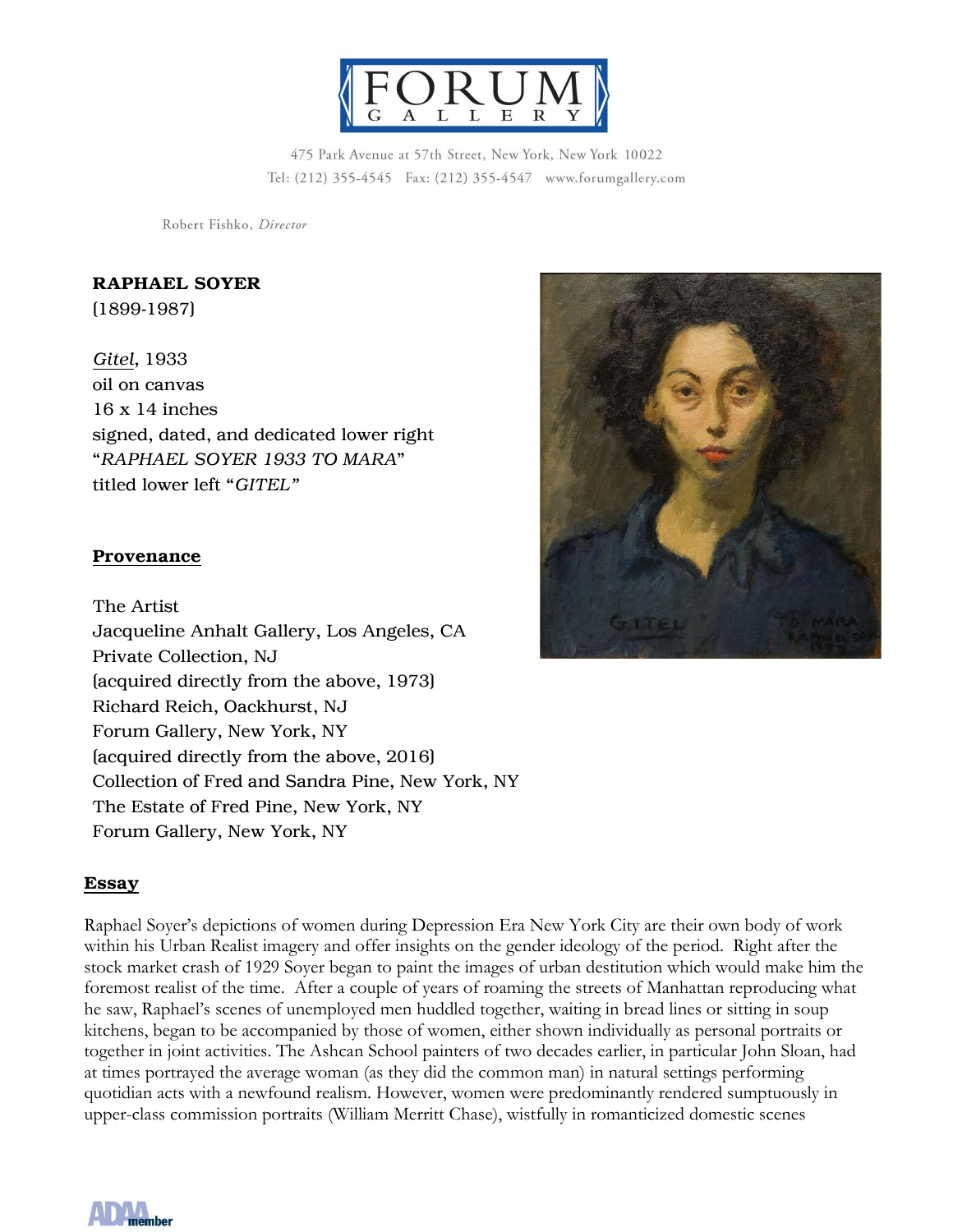# FORUM GALLERY

475 Park Avenue at 57th Street, New York, New York 10022
Tel: (212) 355-4545 Fax: (212) 355-4547 www.forumgallery.com

Robert Fishko, *Director*

**RAPHAEL SOYER**
(1899-1987)

*Gitel*, 1933
oil on canvas
16 x 14 inches
signed, dated, and dedicated lower right
"*RAPHAEL SOYER 1933 TO MARA*"
titled lower left "*GITEL*"

## Provenance

The Artist
Jacqueline Anhalt Gallery, Los Angeles, CA
Private Collection, NJ
(acquired directly from the above, 1973)
Richard Reich, Oackhurst, NJ
Forum Gallery, New York, NY
(acquired directly from the above, 2016)
Collection of Fred and Sandra Pine, New York, NY
The Estate of Fred Pine, New York, NY
Forum Gallery, New York, NY

## Essay

Raphael Soyer's depictions of women during Depression Era New York City are their own body of work within his Urban Realist imagery and offer insights on the gender ideology of the period. Right after the stock market crash of 1929 Soyer began to paint the images of urban destitution which would make him the foremost realist of the time. After a couple of years of roaming the streets of Manhattan reproducing what he saw, Raphael's scenes of unemployed men huddled together, waiting in bread lines or sitting in soup kitchens, began to be accompanied by those of women, either shown individually as personal portraits or together in joint activities. The Ashcan School painters of two decades earlier, in particular John Sloan, had at times portrayed the average woman (as they did the common man) in natural settings performing quotidian acts with a newfound realism. However, women were predominantly rendered sumptuously in upper-class commission portraits (William Merritt Chase), wistfully in romanticized domestic scenes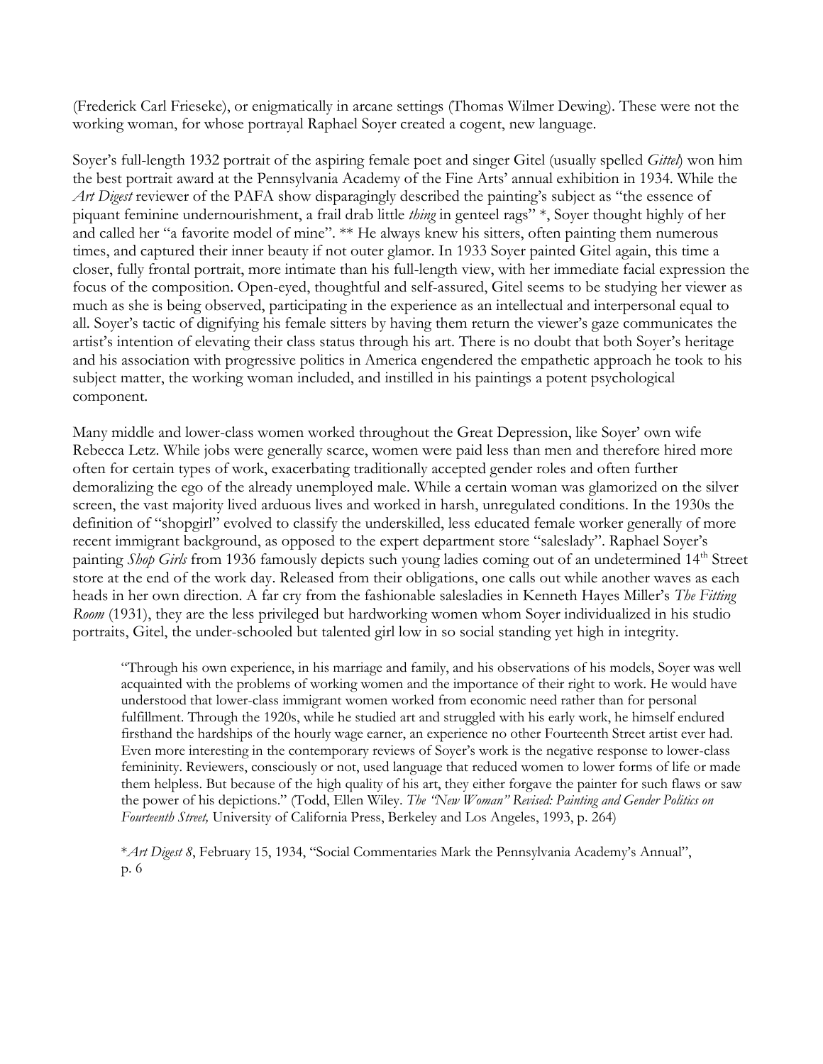(Frederick Carl Frieseke), or enigmatically in arcane settings (Thomas Wilmer Dewing). These were not the working woman, for whose portrayal Raphael Soyer created a cogent, new language.

Soyer's full-length 1932 portrait of the aspiring female poet and singer Gitel (usually spelled *Gittel*) won him the best portrait award at the Pennsylvania Academy of the Fine Arts' annual exhibition in 1934. While the *Art Digest* reviewer of the PAFA show disparagingly described the painting's subject as "the essence of piquant feminine undernourishment, a frail drab little *thing* in genteel rags" *, Soyer thought highly of her and called her "a favorite model of mine". ** He always knew his sitters, often painting them numerous times, and captured their inner beauty if not outer glamor. In 1933 Soyer painted Gitel again, this time a closer, fully frontal portrait, more intimate than his full-length view, with her immediate facial expression the focus of the composition. Open-eyed, thoughtful and self-assured, Gitel seems to be studying her viewer as much as she is being observed, participating in the experience as an intellectual and interpersonal equal to all. Soyer's tactic of dignifying his female sitters by having them return the viewer's gaze communicates the artist's intention of elevating their class status through his art. There is no doubt that both Soyer's heritage and his association with progressive politics in America engendered the empathetic approach he took to his subject matter, the working woman included, and instilled in his paintings a potent psychological component.

Many middle and lower-class women worked throughout the Great Depression, like Soyer' own wife Rebecca Letz. While jobs were generally scarce, women were paid less than men and therefore hired more often for certain types of work, exacerbating traditionally accepted gender roles and often further demoralizing the ego of the already unemployed male. While a certain woman was glamorized on the silver screen, the vast majority lived arduous lives and worked in harsh, unregulated conditions. In the 1930s the definition of "shopgirl" evolved to classify the underskilled, less educated female worker generally of more recent immigrant background, as opposed to the expert department store "saleslady". Raphael Soyer's painting *Shop Girls* from 1936 famously depicts such young ladies coming out of an undetermined 14th Street store at the end of the work day. Released from their obligations, one calls out while another waves as each heads in her own direction. A far cry from the fashionable salesladies in Kenneth Hayes Miller's *The Fitting Room* (1931), they are the less privileged but hardworking women whom Soyer individualized in his studio portraits, Gitel, the under-schooled but talented girl low in so social standing yet high in integrity.

> "Through his own experience, in his marriage and family, and his observations of his models, Soyer was well acquainted with the problems of working women and the importance of their right to work. He would have understood that lower-class immigrant women worked from economic need rather than for personal fulfillment. Through the 1920s, while he studied art and struggled with his early work, he himself endured firsthand the hardships of the hourly wage earner, an experience no other Fourteenth Street artist ever had. Even more interesting in the contemporary reviews of Soyer's work is the negative response to lower-class femininity. Reviewers, consciously or not, used language that reduced women to lower forms of life or made them helpless. But because of the high quality of his art, they either forgave the painter for such flaws or saw the power of his depictions." (Todd, Ellen Wiley. *The "New Woman" Revised: Painting and Gender Politics on Fourteenth Street,* University of California Press, Berkeley and Los Angeles, 1993, p. 264)
>
> *\*Art Digest 8*, February 15, 1934, "Social Commentaries Mark the Pennsylvania Academy's Annual", p. 6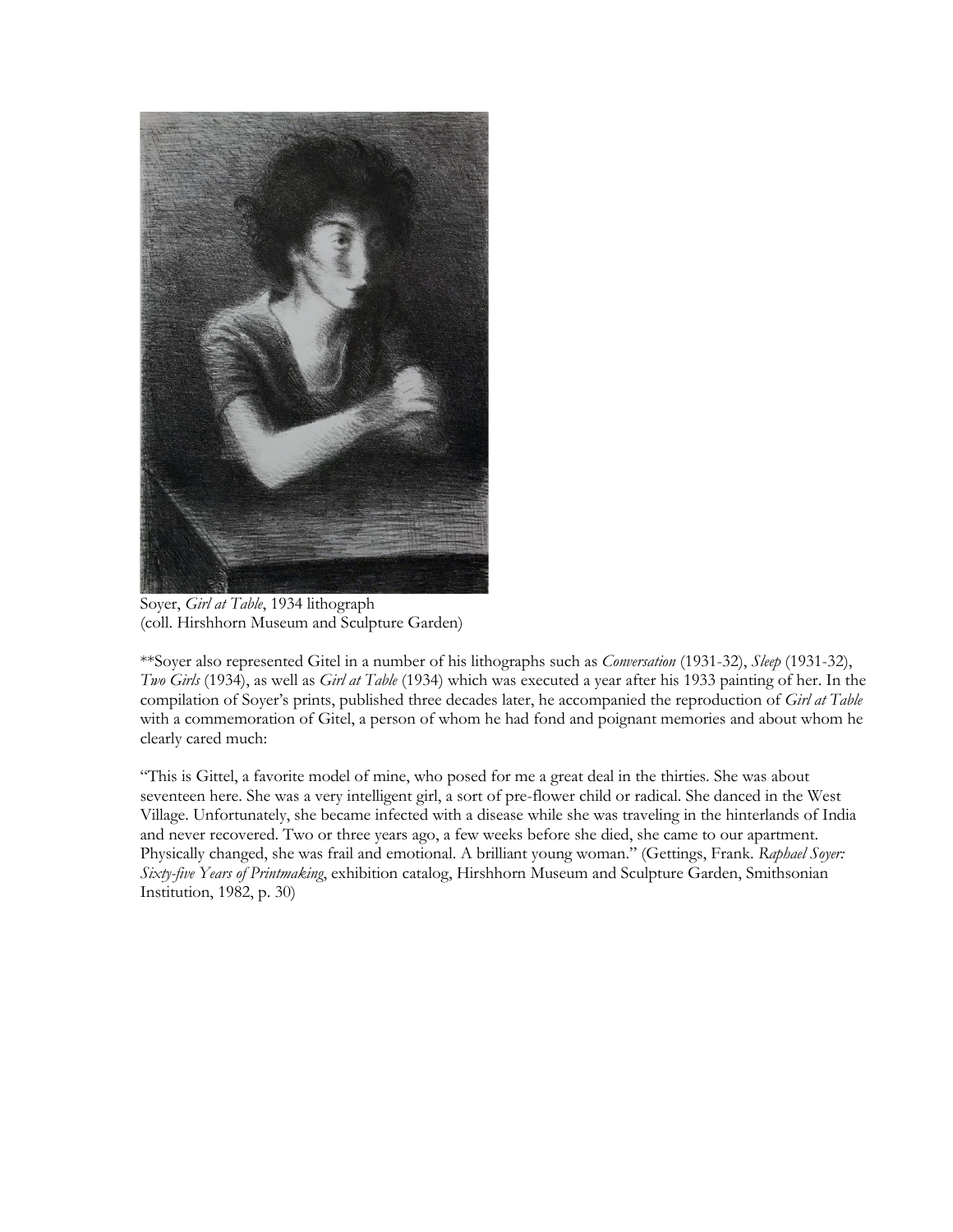Soyer, *Girl at Table*, 1934 lithograph
(coll. Hirshhorn Museum and Sculpture Garden)

**Soyer also represented Gitel in a number of his lithographs such as *Conversation* (1931-32), *Sleep* (1931-32), *Two Girls* (1934), as well as *Girl at Table* (1934) which was executed a year after his 1933 painting of her. In the compilation of Soyer's prints, published three decades later, he accompanied the reproduction of *Girl at Table* with a commemoration of Gitel, a person of whom he had fond and poignant memories and about whom he clearly cared much:

"This is Gittel, a favorite model of mine, who posed for me a great deal in the thirties. She was about seventeen here. She was a very intelligent girl, a sort of pre-flower child or radical. She danced in the West Village. Unfortunately, she became infected with a disease while she was traveling in the hinterlands of India and never recovered. Two or three years ago, a few weeks before she died, she came to our apartment. Physically changed, she was frail and emotional. A brilliant young woman." (Gettings, Frank. *Raphael Soyer: Sixty-five Years of Printmaking*, exhibition catalog, Hirshhorn Museum and Sculpture Garden, Smithsonian Institution, 1982, p. 30)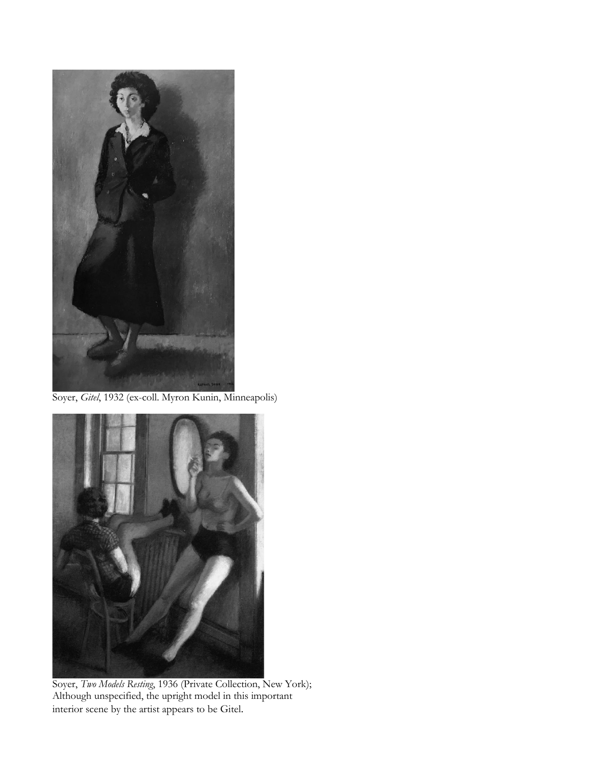Soyer, *Gitel*, 1932 (ex-coll. Myron Kunin, Minneapolis)

Soyer, *Two Models Resting*, 1936 (Private Collection, New York); Although unspecified, the upright model in this important interior scene by the artist appears to be Gitel.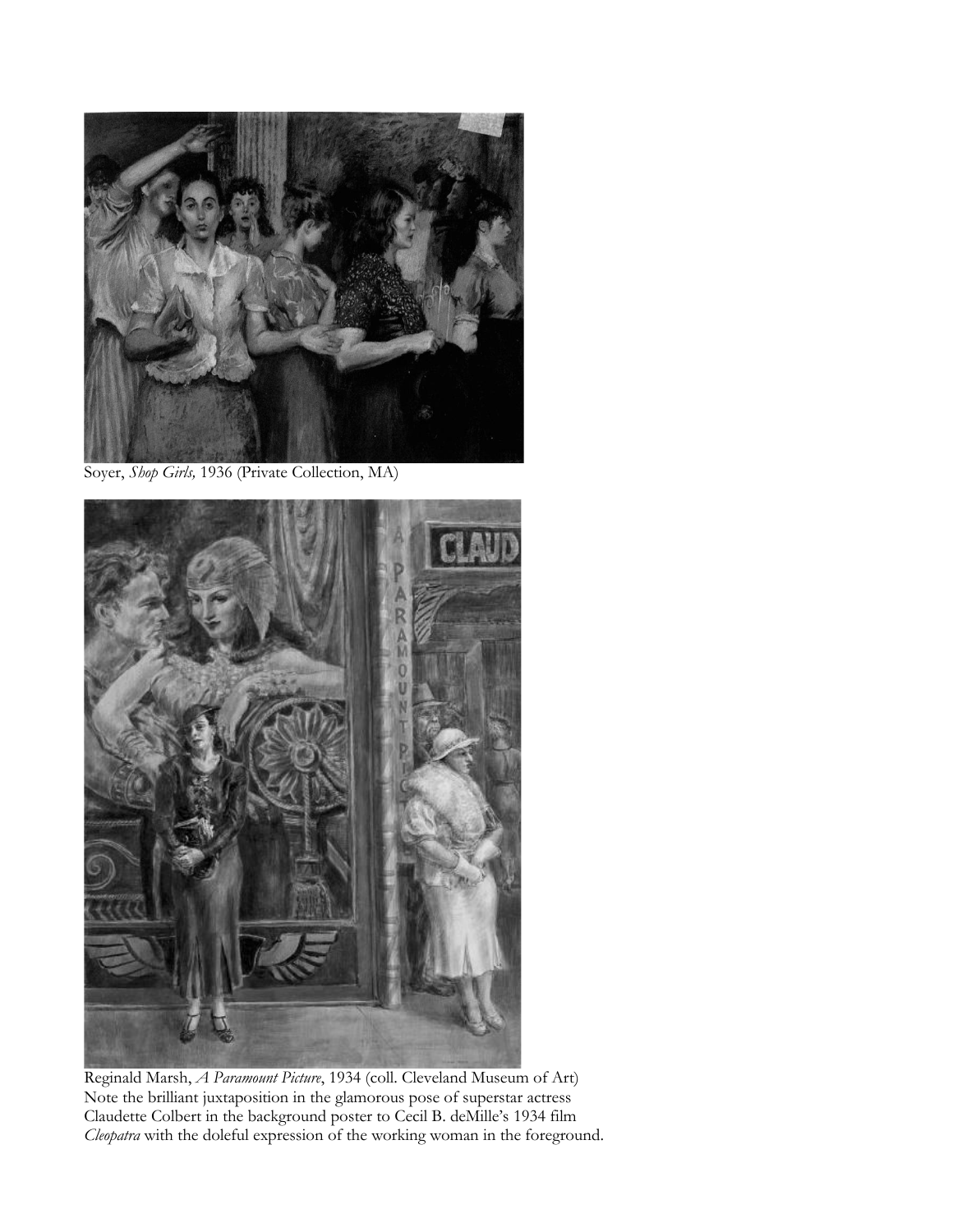Soyer, *Shop Girls,* 1936 (Private Collection, MA)

Reginald Marsh, *A Paramount Picture*, 1934 (coll. Cleveland Museum of Art)
Note the brilliant juxtaposition in the glamorous pose of superstar actress Claudette Colbert in the background poster to Cecil B. deMille's 1934 film *Cleopatra* with the doleful expression of the working woman in the foreground.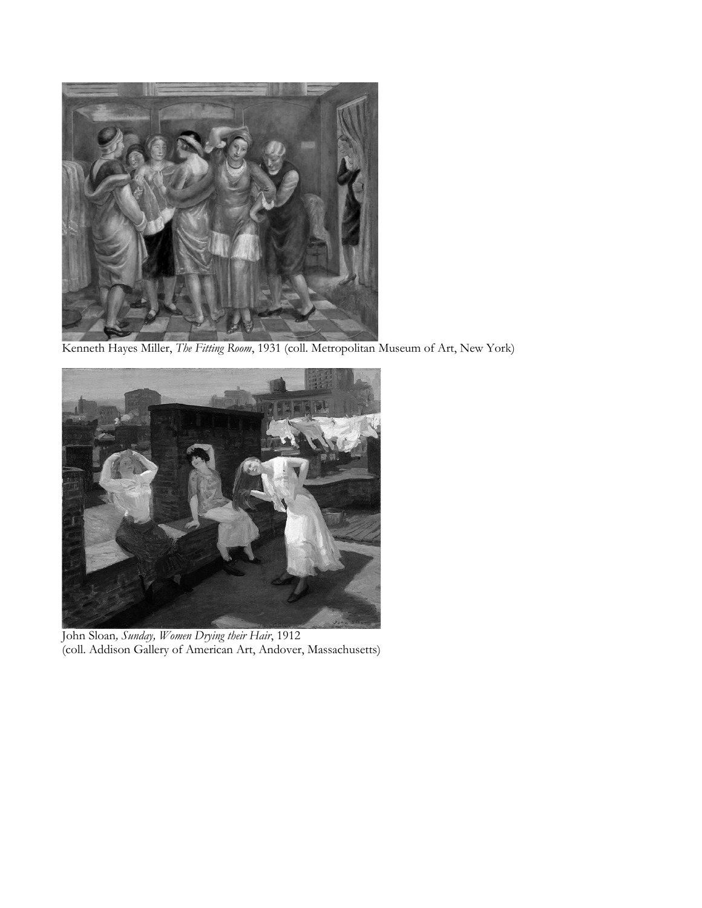Kenneth Hayes Miller, *The Fitting Room*, 1931 (coll. Metropolitan Museum of Art, New York)

John Sloan*, Sunday, Women Drying their Hair*, 1912
(coll. Addison Gallery of American Art, Andover, Massachusetts)